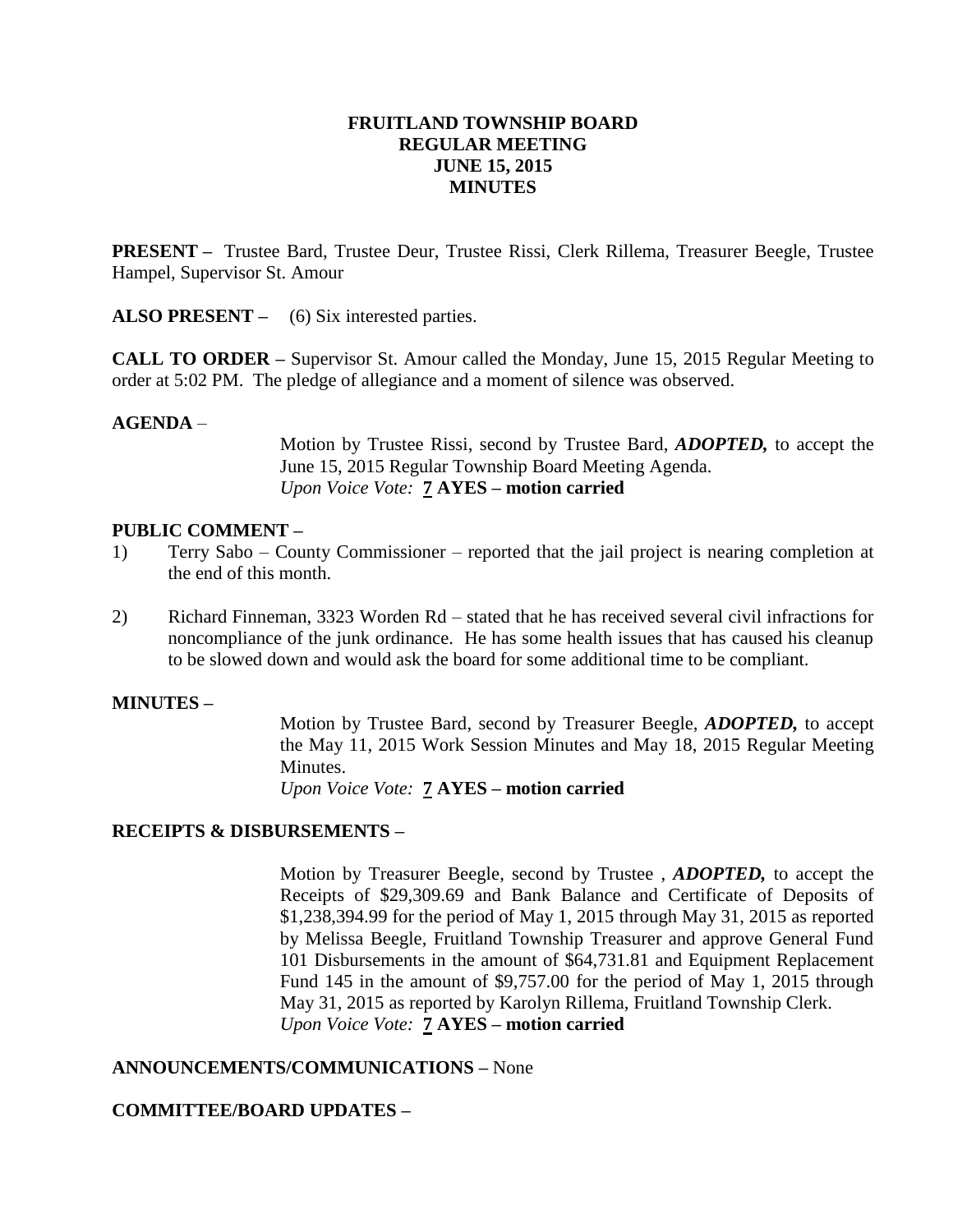# FRUITLAND TOWNSHIP BOARD
## REGULAR MEETING
## JUNE 15, 2015
## MINUTES

**PRESENT –** Trustee Bard, Trustee Deur, Trustee Rissi, Clerk Rillema, Treasurer Beegle, Trustee Hampel, Supervisor St. Amour

**ALSO PRESENT –** (6) Six interested parties.

**CALL TO ORDER –** Supervisor St. Amour called the Monday, June 15, 2015 Regular Meeting to order at 5:02 PM. The pledge of allegiance and a moment of silence was observed.

**AGENDA** –

Motion by Trustee Rissi, second by Trustee Bard, ***ADOPTED,*** to accept the June 15, 2015 Regular Township Board Meeting Agenda.
*Upon Voice Vote:* **7 AYES – motion carried**

**PUBLIC COMMENT –**

1) Terry Sabo – County Commissioner – reported that the jail project is nearing completion at the end of this month.

2) Richard Finneman, 3323 Worden Rd – stated that he has received several civil infractions for noncompliance of the junk ordinance. He has some health issues that has caused his cleanup to be slowed down and would ask the board for some additional time to be compliant.

**MINUTES –**

Motion by Trustee Bard, second by Treasurer Beegle, ***ADOPTED,*** to accept the May 11, 2015 Work Session Minutes and May 18, 2015 Regular Meeting Minutes.
*Upon Voice Vote:* **7 AYES – motion carried**

**RECEIPTS & DISBURSEMENTS –**

Motion by Treasurer Beegle, second by Trustee , ***ADOPTED,*** to accept the Receipts of $29,309.69 and Bank Balance and Certificate of Deposits of $1,238,394.99 for the period of May 1, 2015 through May 31, 2015 as reported by Melissa Beegle, Fruitland Township Treasurer and approve General Fund 101 Disbursements in the amount of $64,731.81 and Equipment Replacement Fund 145 in the amount of $9,757.00 for the period of May 1, 2015 through May 31, 2015 as reported by Karolyn Rillema, Fruitland Township Clerk.
*Upon Voice Vote:* **7 AYES – motion carried**

**ANNOUNCEMENTS/COMMUNICATIONS –** None

**COMMITTEE/BOARD UPDATES –**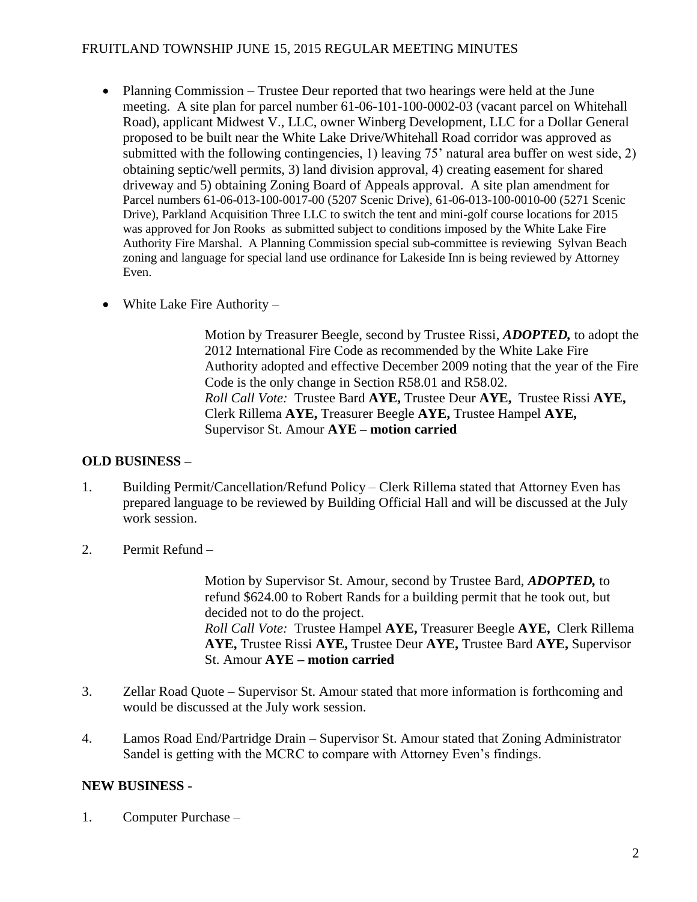- Planning Commission – Trustee Deur reported that two hearings were held at the June meeting. A site plan for parcel number 61-06-101-100-0002-03 (vacant parcel on Whitehall Road), applicant Midwest V., LLC, owner Winberg Development, LLC for a Dollar General proposed to be built near the White Lake Drive/Whitehall Road corridor was approved as submitted with the following contingencies, 1) leaving 75' natural area buffer on west side, 2) obtaining septic/well permits, 3) land division approval, 4) creating easement for shared driveway and 5) obtaining Zoning Board of Appeals approval. A site plan amendment for Parcel numbers 61-06-013-100-0017-00 (5207 Scenic Drive), 61-06-013-100-0010-00 (5271 Scenic Drive), Parkland Acquisition Three LLC to switch the tent and mini-golf course locations for 2015 was approved for Jon Rooks as submitted subject to conditions imposed by the White Lake Fire Authority Fire Marshal. A Planning Commission special sub-committee is reviewing Sylvan Beach zoning and language for special land use ordinance for Lakeside Inn is being reviewed by Attorney Even.

- White Lake Fire Authority –

  Motion by Treasurer Beegle, second by Trustee Rissi, ***ADOPTED,*** to adopt the 2012 International Fire Code as recommended by the White Lake Fire Authority adopted and effective December 2009 noting that the year of the Fire Code is the only change in Section R58.01 and R58.02.
  *Roll Call Vote:* Trustee Bard **AYE,** Trustee Deur **AYE,** Trustee Rissi **AYE,** Clerk Rillema **AYE,** Treasurer Beegle **AYE,** Trustee Hampel **AYE,** Supervisor St. Amour **AYE – motion carried**

**OLD BUSINESS –**

1. Building Permit/Cancellation/Refund Policy – Clerk Rillema stated that Attorney Even has prepared language to be reviewed by Building Official Hall and will be discussed at the July work session.

2. Permit Refund –

   Motion by Supervisor St. Amour, second by Trustee Bard, ***ADOPTED,*** to refund $624.00 to Robert Rands for a building permit that he took out, but decided not to do the project.
   *Roll Call Vote:* Trustee Hampel **AYE,** Treasurer Beegle **AYE,** Clerk Rillema **AYE,** Trustee Rissi **AYE,** Trustee Deur **AYE,** Trustee Bard **AYE,** Supervisor St. Amour **AYE – motion carried**

3. Zellar Road Quote – Supervisor St. Amour stated that more information is forthcoming and would be discussed at the July work session.

4. Lamos Road End/Partridge Drain – Supervisor St. Amour stated that Zoning Administrator Sandel is getting with the MCRC to compare with Attorney Even's findings.

**NEW BUSINESS -**

1. Computer Purchase –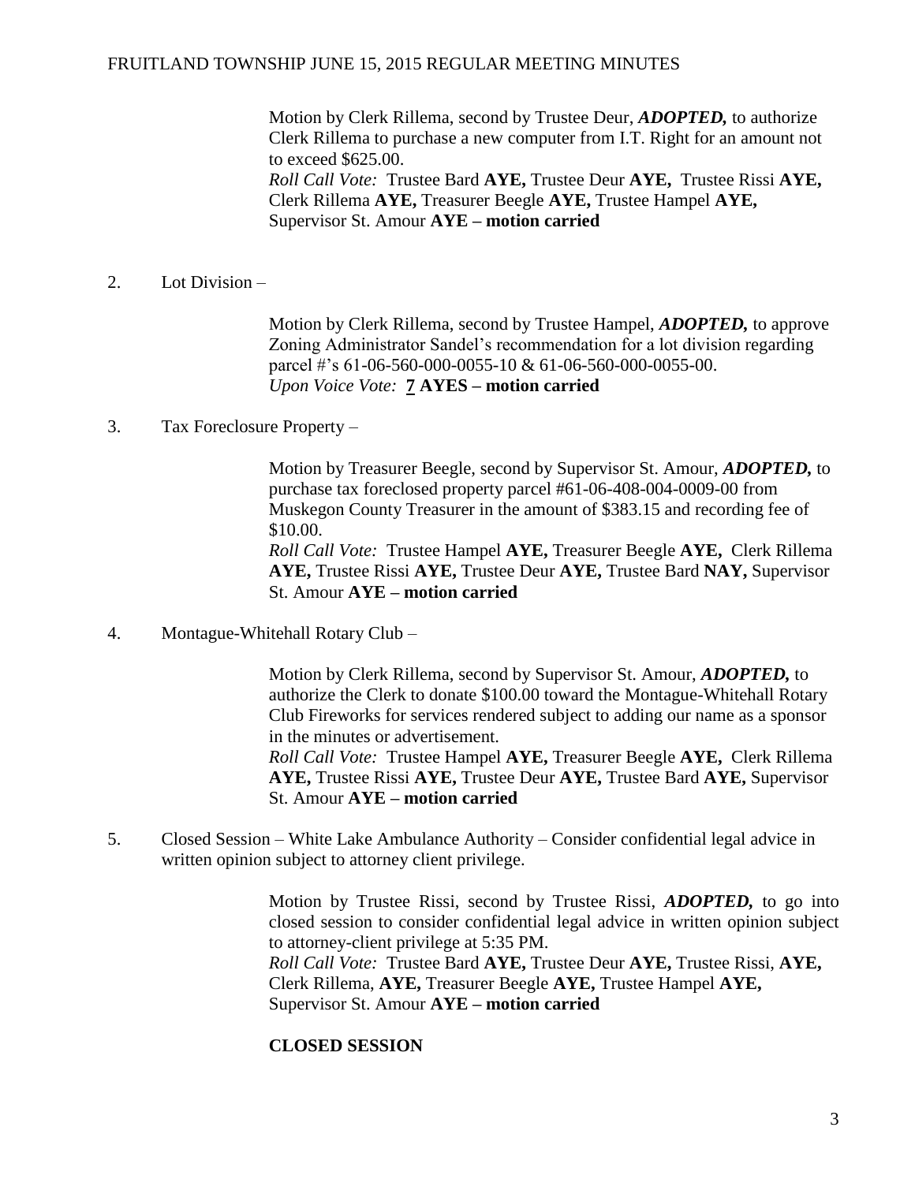Motion by Clerk Rillema, second by Trustee Deur, ***ADOPTED,*** to authorize Clerk Rillema to purchase a new computer from I.T. Right for an amount not to exceed $625.00.
*Roll Call Vote:* Trustee Bard **AYE,** Trustee Deur **AYE,** Trustee Rissi **AYE,** Clerk Rillema **AYE,** Treasurer Beegle **AYE,** Trustee Hampel **AYE,** Supervisor St. Amour **AYE – motion carried**

2. Lot Division –

Motion by Clerk Rillema, second by Trustee Hampel, ***ADOPTED,*** to approve Zoning Administrator Sandel's recommendation for a lot division regarding parcel #'s 61-06-560-000-0055-10 & 61-06-560-000-0055-00.
*Upon Voice Vote:* **7 AYES – motion carried**

3. Tax Foreclosure Property –

Motion by Treasurer Beegle, second by Supervisor St. Amour, ***ADOPTED,*** to purchase tax foreclosed property parcel #61-06-408-004-0009-00 from Muskegon County Treasurer in the amount of $383.15 and recording fee of $10.00.
*Roll Call Vote:* Trustee Hampel **AYE,** Treasurer Beegle **AYE,** Clerk Rillema **AYE,** Trustee Rissi **AYE,** Trustee Deur **AYE,** Trustee Bard **NAY,** Supervisor St. Amour **AYE – motion carried**

4. Montague-Whitehall Rotary Club –

Motion by Clerk Rillema, second by Supervisor St. Amour, ***ADOPTED,*** to authorize the Clerk to donate $100.00 toward the Montague-Whitehall Rotary Club Fireworks for services rendered subject to adding our name as a sponsor in the minutes or advertisement.
*Roll Call Vote:* Trustee Hampel **AYE,** Treasurer Beegle **AYE,** Clerk Rillema **AYE,** Trustee Rissi **AYE,** Trustee Deur **AYE,** Trustee Bard **AYE,** Supervisor St. Amour **AYE – motion carried**

5. Closed Session – White Lake Ambulance Authority – Consider confidential legal advice in written opinion subject to attorney client privilege.

Motion by Trustee Rissi, second by Trustee Rissi, ***ADOPTED,*** to go into closed session to consider confidential legal advice in written opinion subject to attorney-client privilege at 5:35 PM.
*Roll Call Vote:* Trustee Bard **AYE,** Trustee Deur **AYE,** Trustee Rissi, **AYE,** Clerk Rillema, **AYE,** Treasurer Beegle **AYE,** Trustee Hampel **AYE,** Supervisor St. Amour **AYE – motion carried**

**CLOSED SESSION**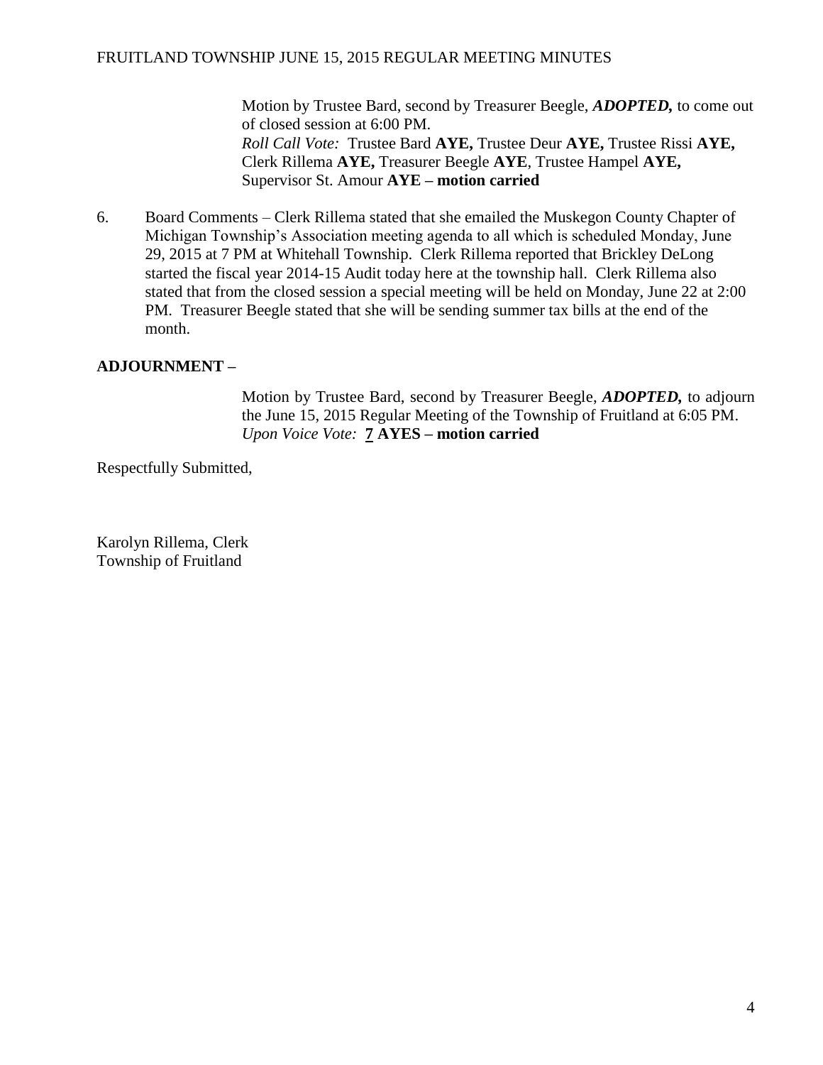Motion by Trustee Bard, second by Treasurer Beegle, ***ADOPTED,*** to come out of closed session at 6:00 PM.
*Roll Call Vote:* Trustee Bard **AYE,** Trustee Deur **AYE,** Trustee Rissi **AYE,** Clerk Rillema **AYE,** Treasurer Beegle **AYE**, Trustee Hampel **AYE,** Supervisor St. Amour **AYE – motion carried**

6. Board Comments – Clerk Rillema stated that she emailed the Muskegon County Chapter of Michigan Township's Association meeting agenda to all which is scheduled Monday, June 29, 2015 at 7 PM at Whitehall Township. Clerk Rillema reported that Brickley DeLong started the fiscal year 2014-15 Audit today here at the township hall. Clerk Rillema also stated that from the closed session a special meeting will be held on Monday, June 22 at 2:00 PM. Treasurer Beegle stated that she will be sending summer tax bills at the end of the month.

**ADJOURNMENT –**

Motion by Trustee Bard, second by Treasurer Beegle, ***ADOPTED,*** to adjourn the June 15, 2015 Regular Meeting of the Township of Fruitland at 6:05 PM.
*Upon Voice Vote:* **7 AYES – motion carried**

Respectfully Submitted,

Karolyn Rillema, Clerk
Township of Fruitland